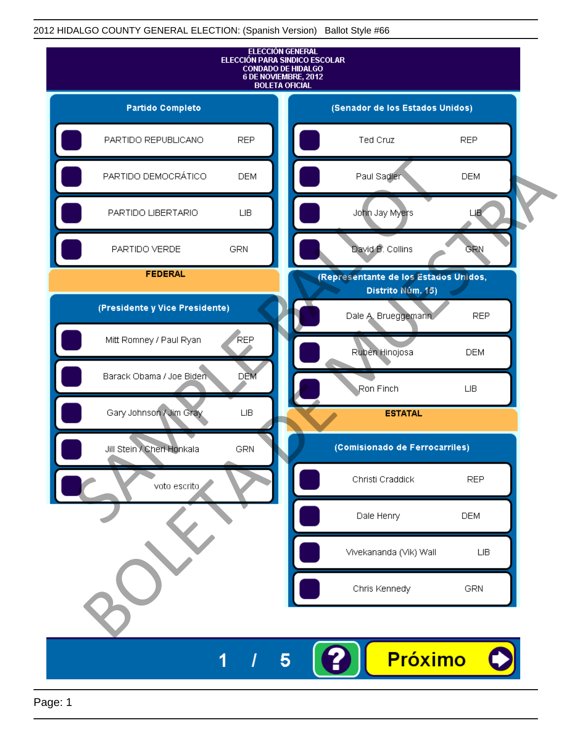2012 HIDALGO COUNTY GENERAL ELECTION: (Spanish Version) Ballot Style #66

# ELECCIÓN GENERAL
## ELECCIÓN PARA SINDICO ESCOLAR
## CONDADO DE HIDALGO
## 6 DE NOVIEMBRE, 2012
## BOLETA OFICIAL

### Partido Completo

| | |
|---|---|
| PARTIDO REPUBLICANO | REP |
| PARTIDO DEMOCRÁTICO | DEM |
| PARTIDO LIBERTARIO | LIB |
| PARTIDO VERDE | GRN |

### FEDERAL

### (Presidente y Vice Presidente)

| | |
|---|---|
| Mitt Romney / Paul Ryan | REP |
| Barack Obama / Joe Biden | DEM |
| Gary Johnson / Jim Gray | LIB |
| Jill Stein / Cheri Honkala | GRN |
| voto escrito | |

### (Senador de los Estados Unidos)

| | |
|---|---|
| Ted Cruz | REP |
| Paul Sadler | DEM |
| John Jay Myers | LIB |
| David B. Collins | GRN |

### (Representante de los Estados Unidos, Distrito Núm. 15)

| | |
|---|---|
| Dale A. Brueggemann | REP |
| Rubén Hinojosa | DEM |
| Ron Finch | LIB |

### ESTATAL

### (Comisionado de Ferrocarriles)

| | |
|---|---|
| Christi Craddick | REP |
| Dale Henry | DEM |
| Vivekananda (Vik) Wall | LIB |
| Chris Kennedy | GRN |

SAMPLE BALLOT
BOLETA DE MUESTRA

1 / 5

?

Próximo

Page: 1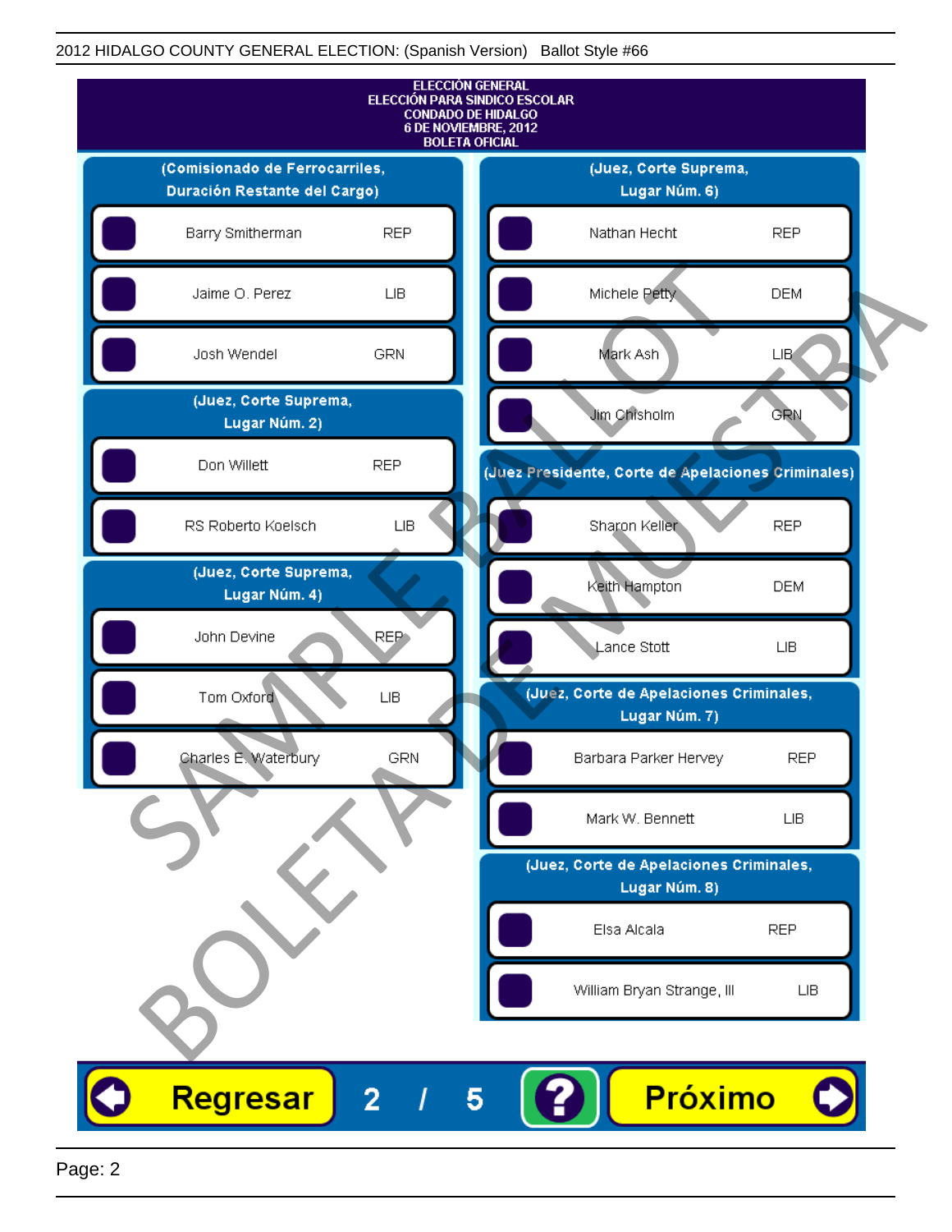2012 HIDALGO COUNTY GENERAL ELECTION: (Spanish Version) Ballot Style #66

# ELECCIÓN GENERAL
## ELECCIÓN PARA SINDICO ESCOLAR
## CONDADO DE HIDALGO
## 6 DE NOVIEMBRE, 2012
## BOLETA OFICIAL

### (Comisionado de Ferrocarriles, Duración Restante del Cargo)

| Candidato | Partido |
|---|---|
| Barry Smitherman | REP |
| Jaime O. Perez | LIB |
| Josh Wendel | GRN |

### (Juez, Corte Suprema, Lugar Núm. 2)

| Candidato | Partido |
|---|---|
| Don Willett | REP |
| RS Roberto Koelsch | LIB |

### (Juez, Corte Suprema, Lugar Núm. 4)

| Candidato | Partido |
|---|---|
| John Devine | REP |
| Tom Oxford | LIB |
| Charles E. Waterbury | GRN |

### (Juez, Corte Suprema, Lugar Núm. 6)

| Candidato | Partido |
|---|---|
| Nathan Hecht | REP |
| Michele Petty | DEM |
| Mark Ash | LIB |
| Jim Chisholm | GRN |

### (Juez Presidente, Corte de Apelaciones Criminales)

| Candidato | Partido |
|---|---|
| Sharon Keller | REP |
| Keith Hampton | DEM |
| Lance Stott | LIB |

### (Juez, Corte de Apelaciones Criminales, Lugar Núm. 7)

| Candidato | Partido |
|---|---|
| Barbara Parker Hervey | REP |
| Mark W. Bennett | LIB |

### (Juez, Corte de Apelaciones Criminales, Lugar Núm. 8)

| Candidato | Partido |
|---|---|
| Elsa Alcala | REP |
| William Bryan Strange, III | LIB |

SAMPLE BALLOT
BOLETA DE MUESTRA

Regresar 2 / 5 ? Próximo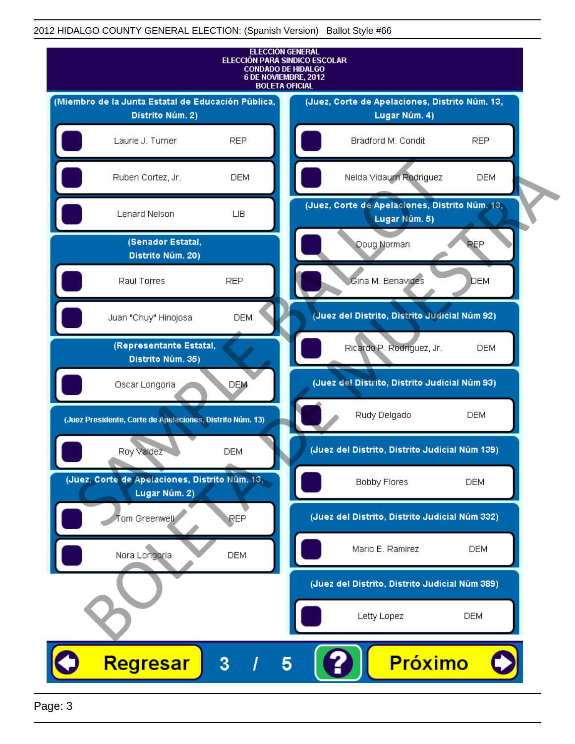2012 HIDALGO COUNTY GENERAL ELECTION: (Spanish Version) Ballot Style #66

# ELECCIÓN GENERAL
## ELECCIÓN PARA SINDICO ESCOLAR
## CONDADO DE HIDALGO
## 6 DE NOVIEMBRE, 2012
## BOLETA OFICIAL

**(Miembro de la Junta Estatal de Educación Pública, Distrito Núm. 2)**

- Laurie J. Turner — REP
- Ruben Cortez, Jr. — DEM
- Lenard Nelson — LIB

**(Senador Estatal, Distrito Núm. 20)**

- Raul Torres — REP
- Juan "Chuy" Hinojosa — DEM

**(Representante Estatal, Distrito Núm. 35)**

- Oscar Longoria — DEM

**(Juez Presidente, Corte de Apelaciones, Distrito Núm. 13)**

- Roy Valdez — DEM

**(Juez, Corte de Apelaciones, Distrito Núm. 13, Lugar Núm. 2)**

- Tom Greenwell — REP
- Nora Longoria — DEM

**(Juez, Corte de Apelaciones, Distrito Núm. 13, Lugar Núm. 4)**

- Bradford M. Condit — REP
- Nelda Vidaurri Rodriguez — DEM

**(Juez, Corte de Apelaciones, Distrito Núm. 13, Lugar Núm. 5)**

- Doug Norman — REP
- Gina M. Benavides — DEM

**(Juez del Distrito, Distrito Judicial Núm 92)**

- Ricardo P. Rodriguez, Jr. — DEM

**(Juez del Distrito, Distrito Judicial Núm 93)**

- Rudy Delgado — DEM

**(Juez del Distrito, Distrito Judicial Núm 139)**

- Bobby Flores — DEM

**(Juez del Distrito, Distrito Judicial Núm 332)**

- Mario E. Ramirez — DEM

**(Juez del Distrito, Distrito Judicial Núm 389)**

- Letty Lopez — DEM

Regresar 3 / 5 ? Próximo

SAMPLE BALLOT / BOLETA DE MUESTRA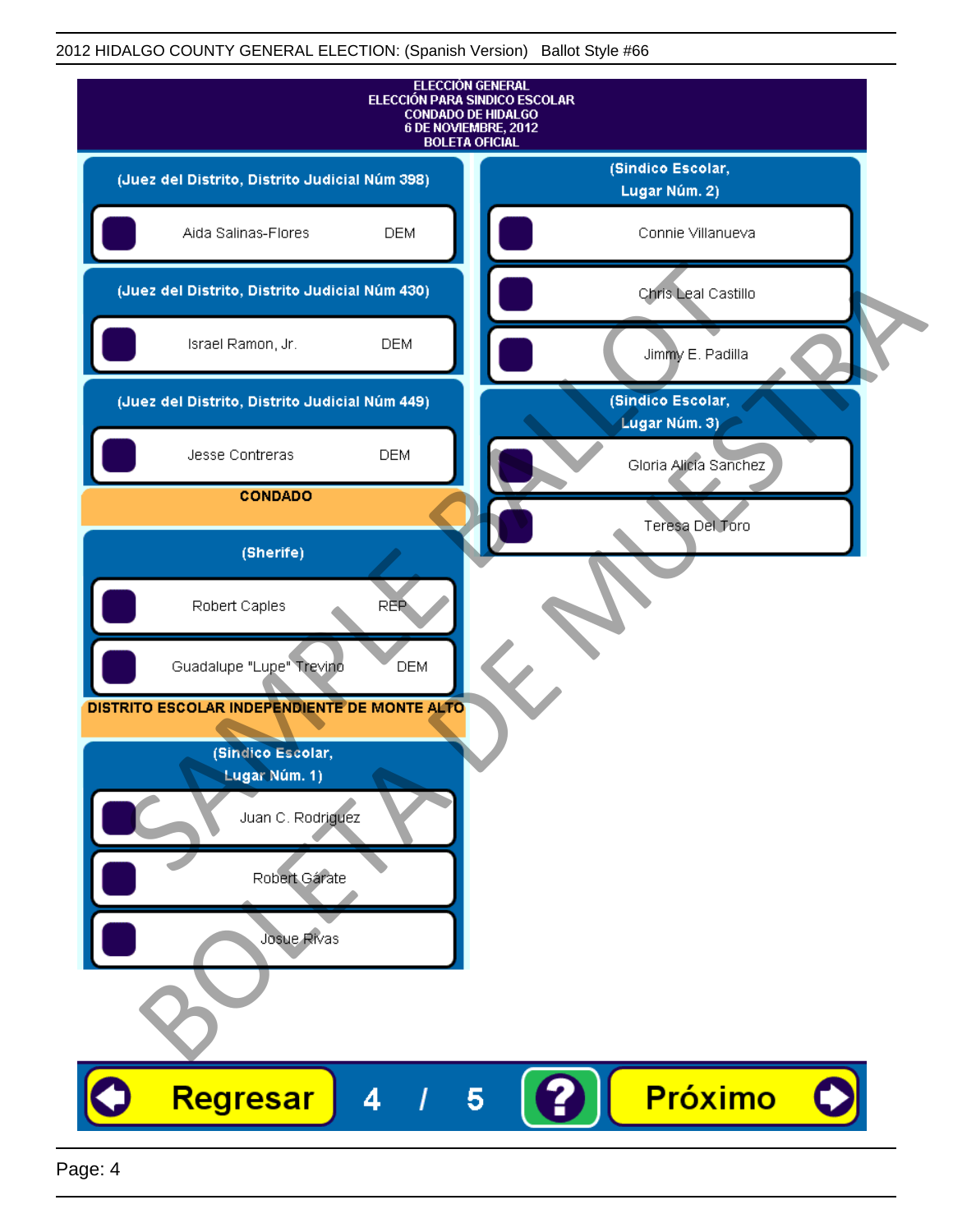**ELECCIÓN GENERAL**
**ELECCIÓN PARA SINDICO ESCOLAR**
**CONDADO DE HIDALGO**
**6 DE NOVIEMBRE, 2012**
**BOLETA OFICIAL**

### (Juez del Distrito, Distrito Judicial Núm 398)

- Aida Salinas-Flores — DEM

### (Juez del Distrito, Distrito Judicial Núm 430)

- Israel Ramon, Jr. — DEM

### (Juez del Distrito, Distrito Judicial Núm 449)

- Jesse Contreras — DEM

## CONDADO

### (Sherife)

- Robert Caples — REP
- Guadalupe "Lupe" Trevino — DEM

## DISTRITO ESCOLAR INDEPENDIENTE DE MONTE ALTO

### (Sindico Escolar, Lugar Núm. 1)

- Juan C. Rodriguez
- Robert Gárate
- Josue Rivas

### (Sindico Escolar, Lugar Núm. 2)

- Connie Villanueva
- Chris Leal Castillo
- Jimmy E. Padilla

### (Sindico Escolar, Lugar Núm. 3)

- Gloria Alicia Sanchez
- Teresa Del Toro

SAMPLE BALLOT BOLETA DE MUESTRA

Regresar 4 / 5 ? Próximo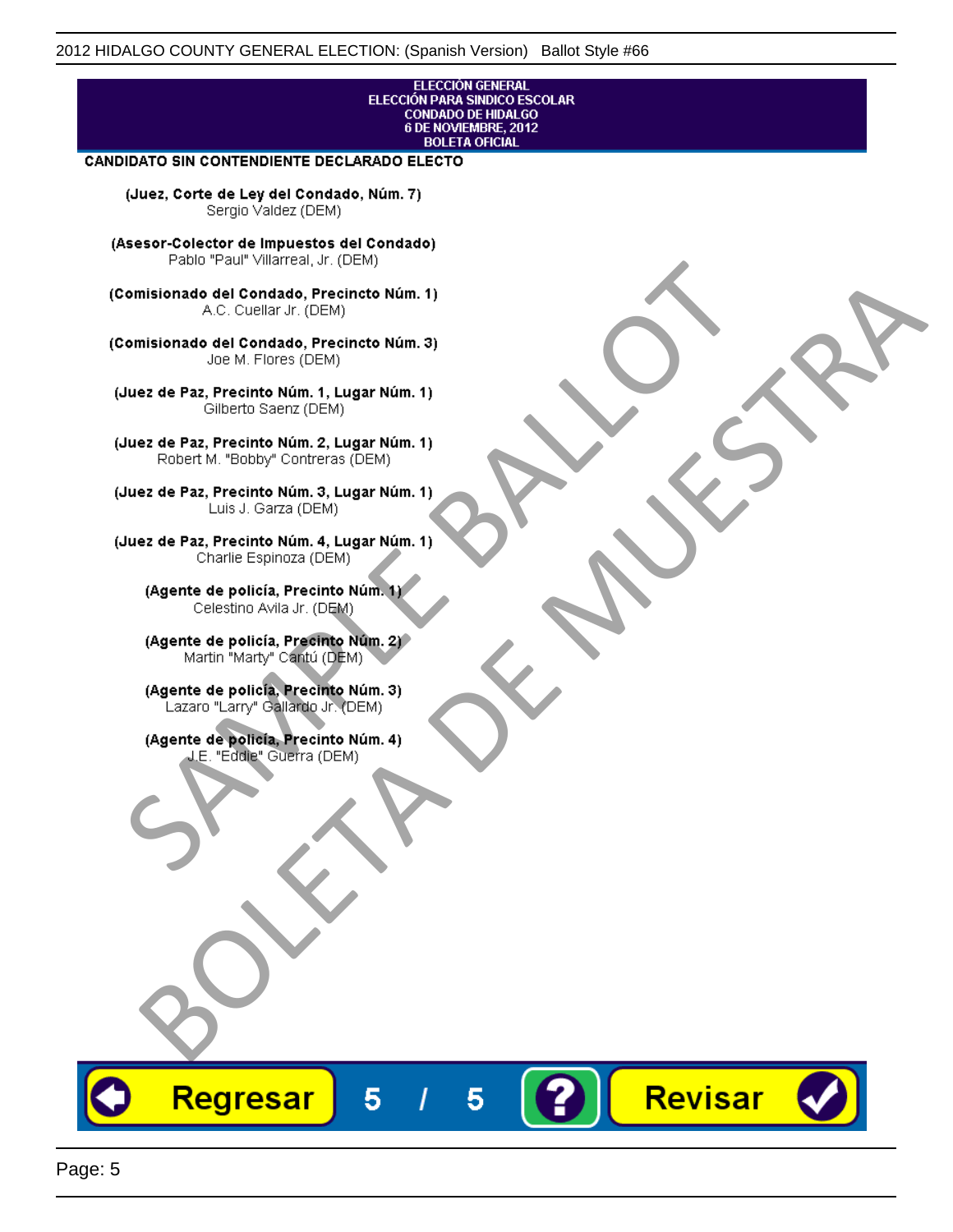ELECCIÓN GENERAL
ELECCIÓN PARA SINDICO ESCOLAR
CONDADO DE HIDALGO
6 DE NOVIEMBRE, 2012
BOLETA OFICIAL

**CANDIDATO SIN CONTENDIENTE DECLARADO ELECTO**

**(Juez, Corte de Ley del Condado, Núm. 7)**
Sergio Valdez (DEM)

**(Asesor-Colector de Impuestos del Condado)**
Pablo "Paul" Villarreal, Jr. (DEM)

**(Comisionado del Condado, Precincto Núm. 1)**
A.C. Cuellar Jr. (DEM)

**(Comisionado del Condado, Precincto Núm. 3)**
Joe M. Flores (DEM)

**(Juez de Paz, Precinto Núm. 1, Lugar Núm. 1)**
Gilberto Saenz (DEM)

**(Juez de Paz, Precinto Núm. 2, Lugar Núm. 1)**
Robert M. "Bobby" Contreras (DEM)

**(Juez de Paz, Precinto Núm. 3, Lugar Núm. 1)**
Luis J. Garza (DEM)

**(Juez de Paz, Precinto Núm. 4, Lugar Núm. 1)**
Charlie Espinoza (DEM)

**(Agente de policía, Precinto Núm. 1)**
Celestino Avila Jr. (DEM)

**(Agente de policía, Precinto Núm. 2)**
Martin "Marty" Cantú (DEM)

**(Agente de policía, Precinto Núm. 3)**
Lazaro "Larry" Gallardo Jr. (DEM)

**(Agente de policía, Precinto Núm. 4)**
J.E. "Eddie" Guerra (DEM)

SAMPLE BALLOT
BOLETA DE MUESTRA

Regresar 5 / 5 ? Revisar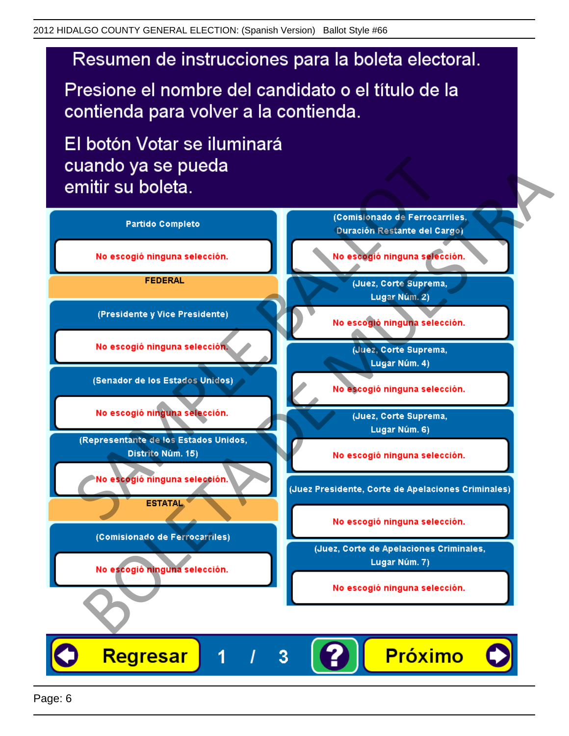# Resumen de instrucciones para la boleta electoral.

Presione el nombre del candidato o el título de la contienda para volver a la contienda.

El botón Votar se iluminará cuando ya se pueda emitir su boleta.

**Partido Completo**

No escogió ninguna selección.

**FEDERAL**

**(Presidente y Vice Presidente)**

No escogió ninguna selección.

**(Senador de los Estados Unidos)**

No escogió ninguna selección.

**(Representante de los Estados Unidos, Distrito Núm. 15)**

No escogió ninguna selección.

**ESTATAL**

**(Comisionado de Ferrocarriles)**

No escogió ninguna selección.

**(Comisionado de Ferrocarriles, Duración Restante del Cargo)**

No escogió ninguna selección.

**(Juez, Corte Suprema, Lugar Núm. 2)**

No escogió ninguna selección.

**(Juez, Corte Suprema, Lugar Núm. 4)**

No escogió ninguna selección.

**(Juez, Corte Suprema, Lugar Núm. 6)**

No escogió ninguna selección.

**(Juez Presidente, Corte de Apelaciones Criminales)**

No escogió ninguna selección.

**(Juez, Corte de Apelaciones Criminales, Lugar Núm. 7)**

No escogió ninguna selección.

Regresar 1 / 3 ? Próximo

SAMPLE BALLOT BOLETA DE MUESTRA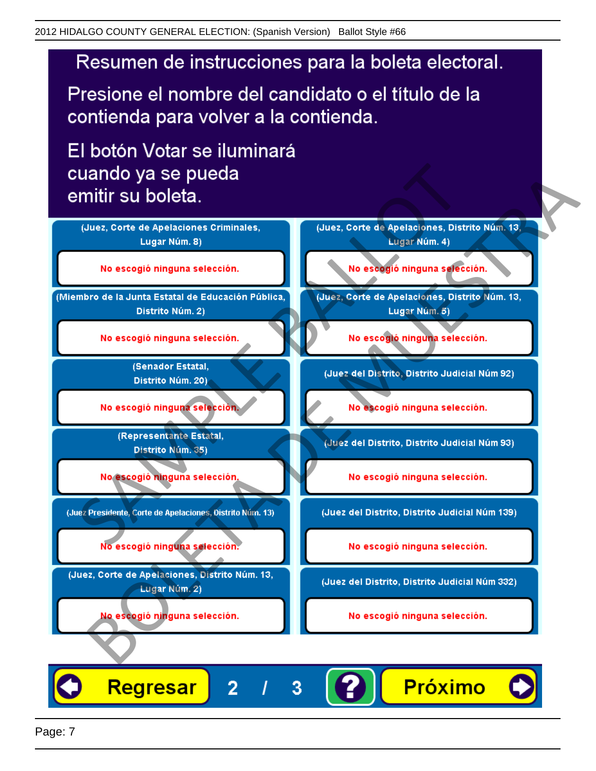# Resumen de instrucciones para la boleta electoral.

Presione el nombre del candidato o el título de la contienda para volver a la contienda.

El botón Votar se iluminará cuando ya se pueda emitir su boleta.

| | |
|---|---|
| (Juez, Corte de Apelaciones Criminales, Lugar Núm. 8) | (Juez, Corte de Apelaciones, Distrito Núm. 13, Lugar Núm. 4) |
| No escogió ninguna selección. | No escogió ninguna selección. |
| (Miembro de la Junta Estatal de Educación Pública, Distrito Núm. 2) | (Juez, Corte de Apelaciones, Distrito Núm. 13, Lugar Núm. 5) |
| No escogió ninguna selección. | No escogió ninguna selección. |
| (Senador Estatal, Distrito Núm. 20) | (Juez del Distrito, Distrito Judicial Núm 92) |
| No escogió ninguna selección. | No escogió ninguna selección. |
| (Representante Estatal, Distrito Núm. 35) | (Juez del Distrito, Distrito Judicial Núm 93) |
| No escogió ninguna selección. | No escogió ninguna selección. |
| (Juez Presidente, Corte de Apelaciones, Distrito Núm. 13) | (Juez del Distrito, Distrito Judicial Núm 139) |
| No escogió ninguna selección. | No escogió ninguna selección. |
| (Juez, Corte de Apelaciones, Distrito Núm. 13, Lugar Núm. 2) | (Juez del Distrito, Distrito Judicial Núm 332) |
| No escogió ninguna selección. | No escogió ninguna selección. |

Regresar 2 / 3 ? Próximo

SAMPLE BALLOT
BOLETA DE MUESTRA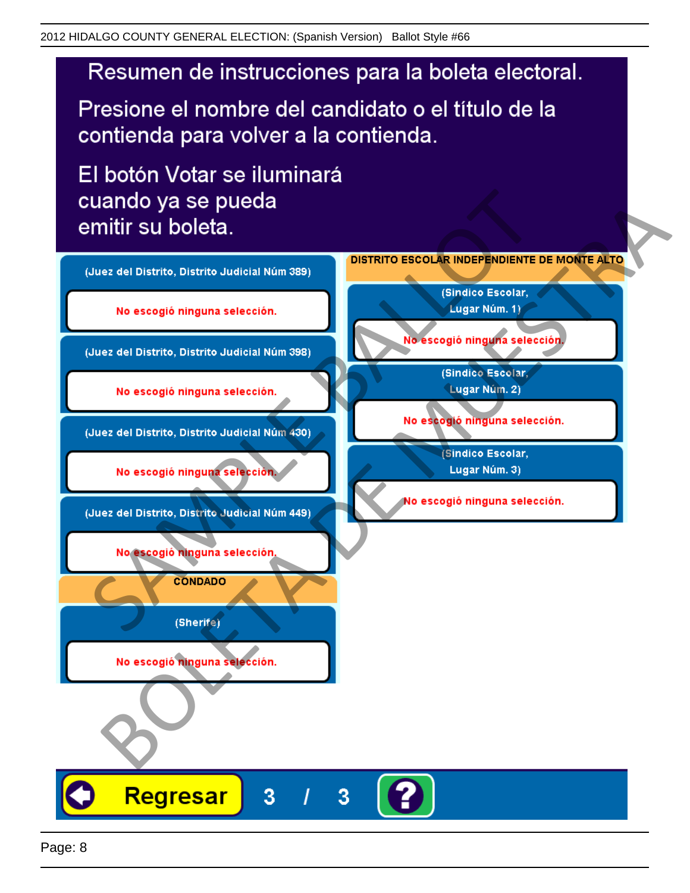2012 HIDALGO COUNTY GENERAL ELECTION: (Spanish Version) Ballot Style #66

# Resumen de instrucciones para la boleta electoral.

Presione el nombre del candidato o el título de la contienda para volver a la contienda.

El botón Votar se iluminará cuando ya se pueda emitir su boleta.

(Juez del Distrito, Distrito Judicial Núm 389)

No escogió ninguna selección.

(Juez del Distrito, Distrito Judicial Núm 398)

No escogió ninguna selección.

(Juez del Distrito, Distrito Judicial Núm 430)

No escogió ninguna selección.

(Juez del Distrito, Distrito Judicial Núm 449)

No escogió ninguna selección.

**CONDADO**

(Sherife)

No escogió ninguna selección.

**DISTRITO ESCOLAR INDEPENDIENTE DE MONTE ALTO**

(Sindico Escolar, Lugar Núm. 1)

No escogió ninguna selección.

(Sindico Escolar, Lugar Núm. 2)

No escogió ninguna selección.

(Sindico Escolar, Lugar Núm. 3)

No escogió ninguna selección.

Regresar 3 / 3 ?

SAMPLE BALLOT
BOLETA DE MUESTRA